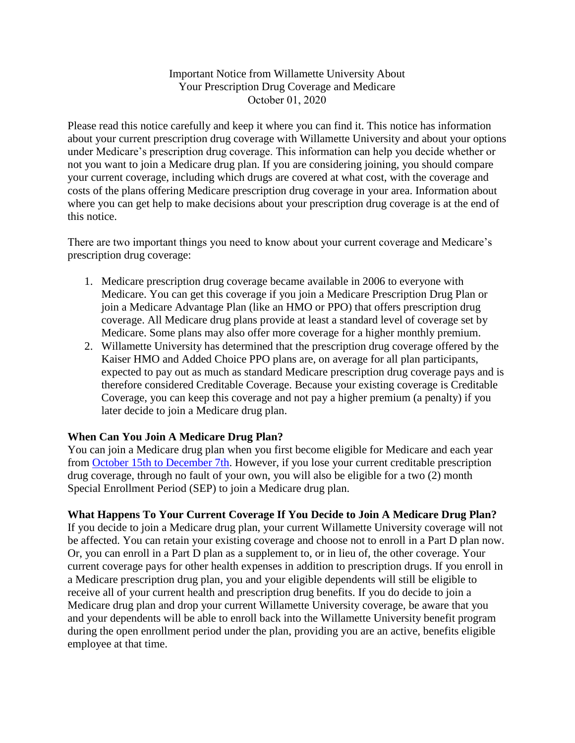Important Notice from Willamette University About
Your Prescription Drug Coverage and Medicare
October 01, 2020

Please read this notice carefully and keep it where you can find it. This notice has information about your current prescription drug coverage with Willamette University and about your options under Medicare's prescription drug coverage. This information can help you decide whether or not you want to join a Medicare drug plan. If you are considering joining, you should compare your current coverage, including which drugs are covered at what cost, with the coverage and costs of the plans offering Medicare prescription drug coverage in your area. Information about where you can get help to make decisions about your prescription drug coverage is at the end of this notice.

There are two important things you need to know about your current coverage and Medicare's prescription drug coverage:

1. Medicare prescription drug coverage became available in 2006 to everyone with Medicare. You can get this coverage if you join a Medicare Prescription Drug Plan or join a Medicare Advantage Plan (like an HMO or PPO) that offers prescription drug coverage. All Medicare drug plans provide at least a standard level of coverage set by Medicare. Some plans may also offer more coverage for a higher monthly premium.
2. Willamette University has determined that the prescription drug coverage offered by the Kaiser HMO and Added Choice PPO plans are, on average for all plan participants, expected to pay out as much as standard Medicare prescription drug coverage pays and is therefore considered Creditable Coverage. Because your existing coverage is Creditable Coverage, you can keep this coverage and not pay a higher premium (a penalty) if you later decide to join a Medicare drug plan.

**When Can You Join A Medicare Drug Plan?**
You can join a Medicare drug plan when you first become eligible for Medicare and each year from October 15th to December 7th. However, if you lose your current creditable prescription drug coverage, through no fault of your own, you will also be eligible for a two (2) month Special Enrollment Period (SEP) to join a Medicare drug plan.

**What Happens To Your Current Coverage If You Decide to Join A Medicare Drug Plan?**
If you decide to join a Medicare drug plan, your current Willamette University coverage will not be affected. You can retain your existing coverage and choose not to enroll in a Part D plan now. Or, you can enroll in a Part D plan as a supplement to, or in lieu of, the other coverage. Your current coverage pays for other health expenses in addition to prescription drugs. If you enroll in a Medicare prescription drug plan, you and your eligible dependents will still be eligible to receive all of your current health and prescription drug benefits. If you do decide to join a Medicare drug plan and drop your current Willamette University coverage, be aware that you and your dependents will be able to enroll back into the Willamette University benefit program during the open enrollment period under the plan, providing you are an active, benefits eligible employee at that time.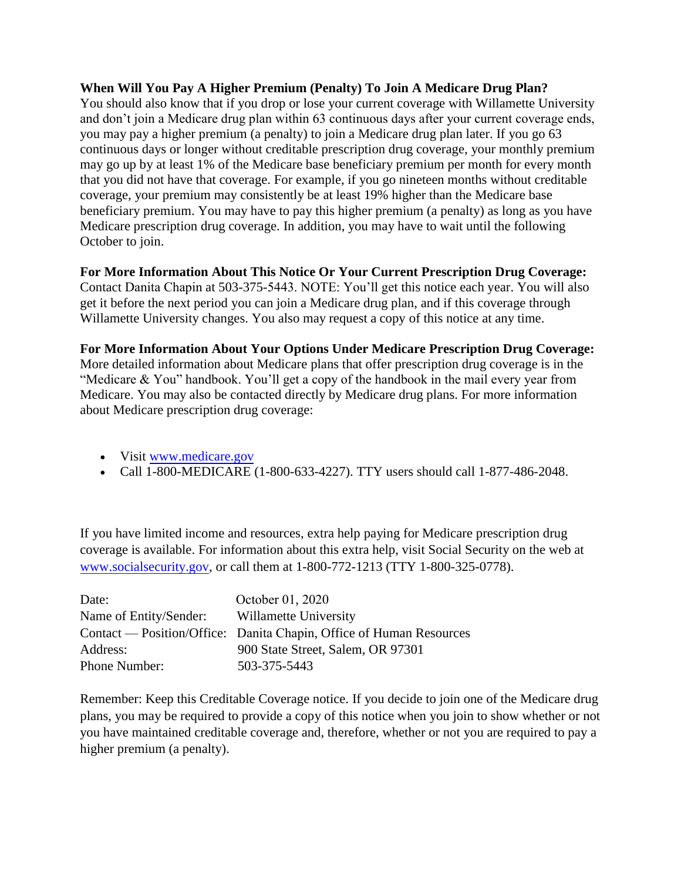**When Will You Pay A Higher Premium (Penalty) To Join A Medicare Drug Plan?**
You should also know that if you drop or lose your current coverage with Willamette University and don't join a Medicare drug plan within 63 continuous days after your current coverage ends, you may pay a higher premium (a penalty) to join a Medicare drug plan later. If you go 63 continuous days or longer without creditable prescription drug coverage, your monthly premium may go up by at least 1% of the Medicare base beneficiary premium per month for every month that you did not have that coverage. For example, if you go nineteen months without creditable coverage, your premium may consistently be at least 19% higher than the Medicare base beneficiary premium. You may have to pay this higher premium (a penalty) as long as you have Medicare prescription drug coverage. In addition, you may have to wait until the following October to join.

**For More Information About This Notice Or Your Current Prescription Drug Coverage:**
Contact Danita Chapin at 503-375-5443. NOTE: You'll get this notice each year. You will also get it before the next period you can join a Medicare drug plan, and if this coverage through Willamette University changes. You also may request a copy of this notice at any time.

**For More Information About Your Options Under Medicare Prescription Drug Coverage:**
More detailed information about Medicare plans that offer prescription drug coverage is in the "Medicare & You" handbook. You'll get a copy of the handbook in the mail every year from Medicare. You may also be contacted directly by Medicare drug plans. For more information about Medicare prescription drug coverage:

- Visit www.medicare.gov
- Call 1-800-MEDICARE (1-800-633-4227). TTY users should call 1-877-486-2048.

If you have limited income and resources, extra help paying for Medicare prescription drug coverage is available. For information about this extra help, visit Social Security on the web at www.socialsecurity.gov, or call them at 1-800-772-1213 (TTY 1-800-325-0778).

| | |
|---|---|
| Date: | October 01, 2020 |
| Name of Entity/Sender: | Willamette University |
| Contact — Position/Office: | Danita Chapin, Office of Human Resources |
| Address: | 900 State Street, Salem, OR 97301 |
| Phone Number: | 503-375-5443 |

Remember: Keep this Creditable Coverage notice. If you decide to join one of the Medicare drug plans, you may be required to provide a copy of this notice when you join to show whether or not you have maintained creditable coverage and, therefore, whether or not you are required to pay a higher premium (a penalty).